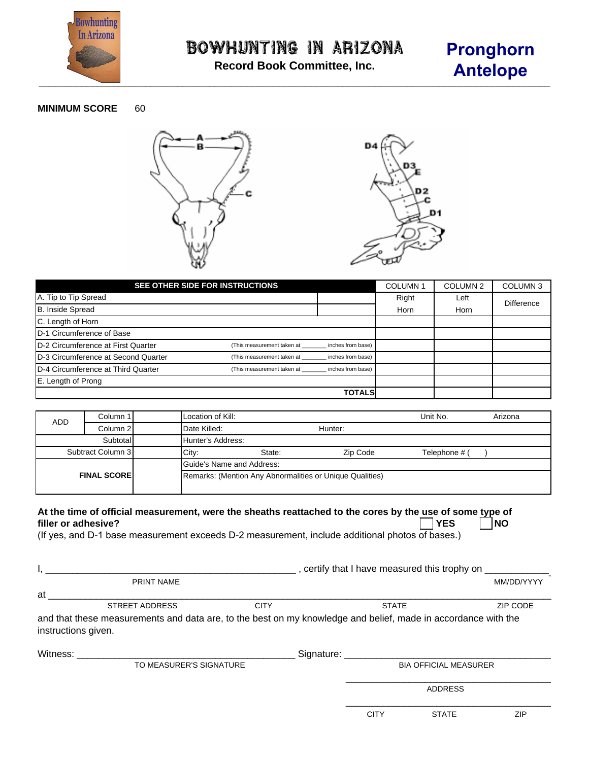# BOWHUNTING IN ARIZONA

**Record Book Committee, Inc.**

## Pronghorn Antelope

**MINIMUM SCORE** 60

| SEE OTHER SIDE FOR INSTRUCTIONS | | | COLUMN 1 | COLUMN 2 | COLUMN 3 |
|---|---|---|---|---|---|
| A. Tip to Tip Spread | | | Right | Left | Difference |
| B. Inside Spread | | | Horn | Horn | |
| C. Length of Horn | | | | | |
| D-1 Circumference of Base | | | | | |
| D-2 Circumference at First Quarter | (This measurement taken at _______ inches from base) | | | | |
| D-3 Circumference at Second Quarter | (This measurement taken at _______ inches from base) | | | | |
| D-4 Circumference at Third Quarter | (This measurement taken at _______ inches from base) | | | | |
| E. Length of Prong | | | | | |
| | | **TOTALS** | | | |

| ADD | Column 1 | | Location of Kill: | Unit No. | Arizona |
|---|---|---|---|---|---|
| | Column 2 | | Date Killed: | Hunter: | |
| | Subtotal | | Hunter's Address: | | |
| Subtract Column 3 | | | City: State: Zip Code | Telephone # ( ) | |
| **FINAL SCORE** | | | Guide's Name and Address: | | |
| | | | Remarks: (Mention Any Abnormalities or Unique Qualities) | | |

**At the time of official measurement, were the sheaths reattached to the cores by the use of some type of filler or adhesive?** ☐ **YES** ☐ **NO**

(If yes, and D-1 base measurement exceeds D-2 measurement, include additional photos of bases.)

I, ______________________________________________ , certify that I have measured this trophy on ___________
PRINT NAME MM/DD/YYYY

at ________________________________________________________________________________________
STREET ADDRESS CITY STATE ZIP CODE

and that these measurements and data are, to the best on my knowledge and belief, made in accordance with the instructions given.

Witness: ________________________________________ Signature: ____________________________________
TO MEASURER'S SIGNATURE BIA OFFICIAL MEASURER

____________________________________
ADDRESS

____________________________________
CITY STATE ZIP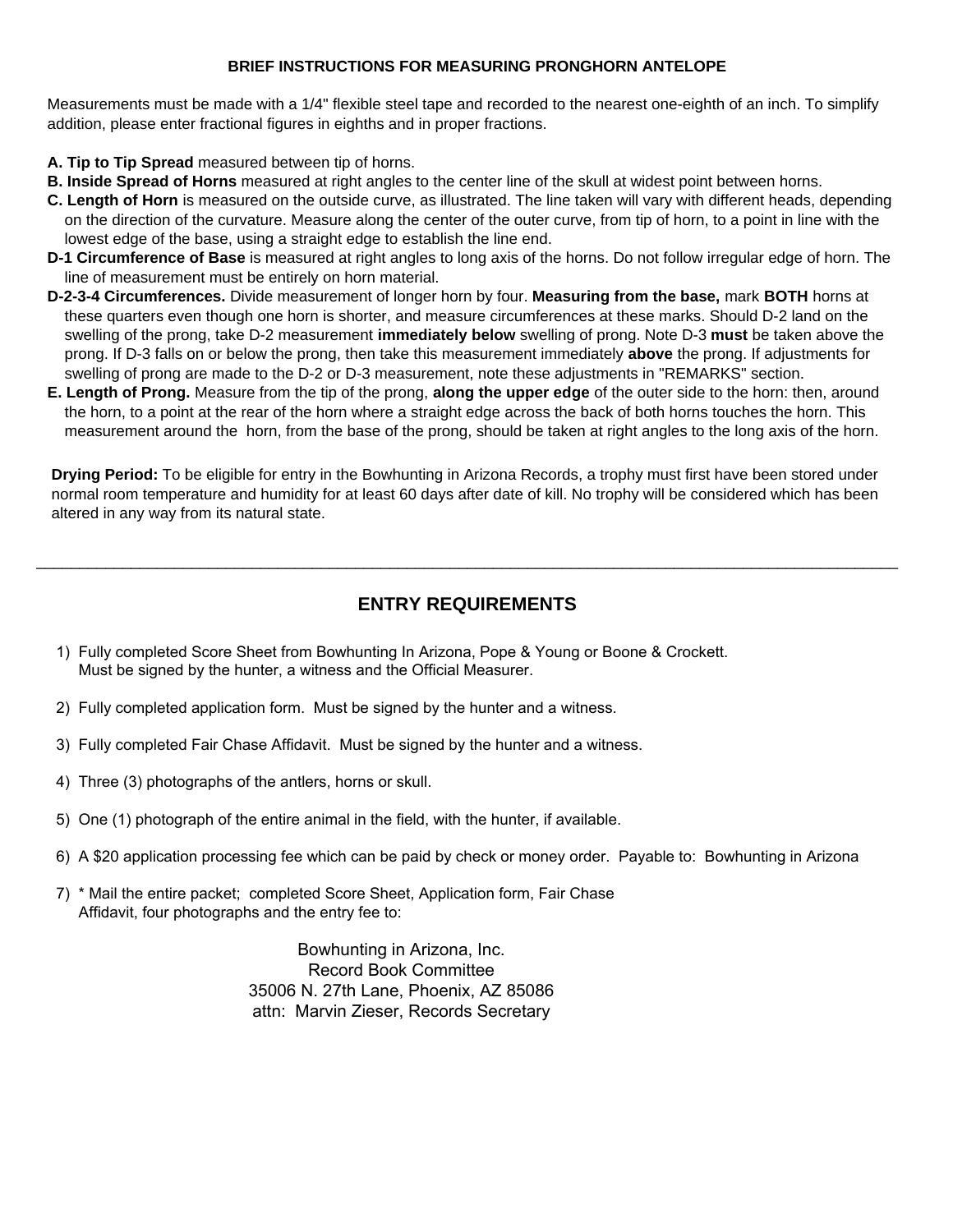## BRIEF INSTRUCTIONS FOR MEASURING PRONGHORN ANTELOPE

Measurements must be made with a 1/4" flexible steel tape and recorded to the nearest one-eighth of an inch. To simplify addition, please enter fractional figures in eighths and in proper fractions.

**A. Tip to Tip Spread** measured between tip of horns.

**B. Inside Spread of Horns** measured at right angles to the center line of the skull at widest point between horns.

**C. Length of Horn** is measured on the outside curve, as illustrated. The line taken will vary with different heads, depending on the direction of the curvature. Measure along the center of the outer curve, from tip of horn, to a point in line with the lowest edge of the base, using a straight edge to establish the line end.

**D-1 Circumference of Base** is measured at right angles to long axis of the horns. Do not follow irregular edge of horn. The line of measurement must be entirely on horn material.

**D-2-3-4 Circumferences.** Divide measurement of longer horn by four. **Measuring from the base,** mark **BOTH** horns at these quarters even though one horn is shorter, and measure circumferences at these marks. Should D-2 land on the swelling of the prong, take D-2 measurement **immediately below** swelling of prong. Note D-3 **must** be taken above the prong. If D-3 falls on or below the prong, then take this measurement immediately **above** the prong. If adjustments for swelling of prong are made to the D-2 or D-3 measurement, note these adjustments in "REMARKS" section.

**E. Length of Prong.** Measure from the tip of the prong, **along the upper edge** of the outer side to the horn: then, around the horn, to a point at the rear of the horn where a straight edge across the back of both horns touches the horn. This measurement around the horn, from the base of the prong, should be taken at right angles to the long axis of the horn.

**Drying Period:** To be eligible for entry in the Bowhunting in Arizona Records, a trophy must first have been stored under normal room temperature and humidity for at least 60 days after date of kill. No trophy will be considered which has been altered in any way from its natural state.

---

## ENTRY REQUIREMENTS

1) Fully completed Score Sheet from Bowhunting In Arizona, Pope & Young or Boone & Crockett. Must be signed by the hunter, a witness and the Official Measurer.

2) Fully completed application form. Must be signed by the hunter and a witness.

3) Fully completed Fair Chase Affidavit. Must be signed by the hunter and a witness.

4) Three (3) photographs of the antlers, horns or skull.

5) One (1) photograph of the entire animal in the field, with the hunter, if available.

6) A $20 application processing fee which can be paid by check or money order. Payable to: Bowhunting in Arizona

7) * Mail the entire packet; completed Score Sheet, Application form, Fair Chase Affidavit, four photographs and the entry fee to:

Bowhunting in Arizona, Inc.
Record Book Committee
35006 N. 27th Lane, Phoenix, AZ 85086
attn: Marvin Zieser, Records Secretary